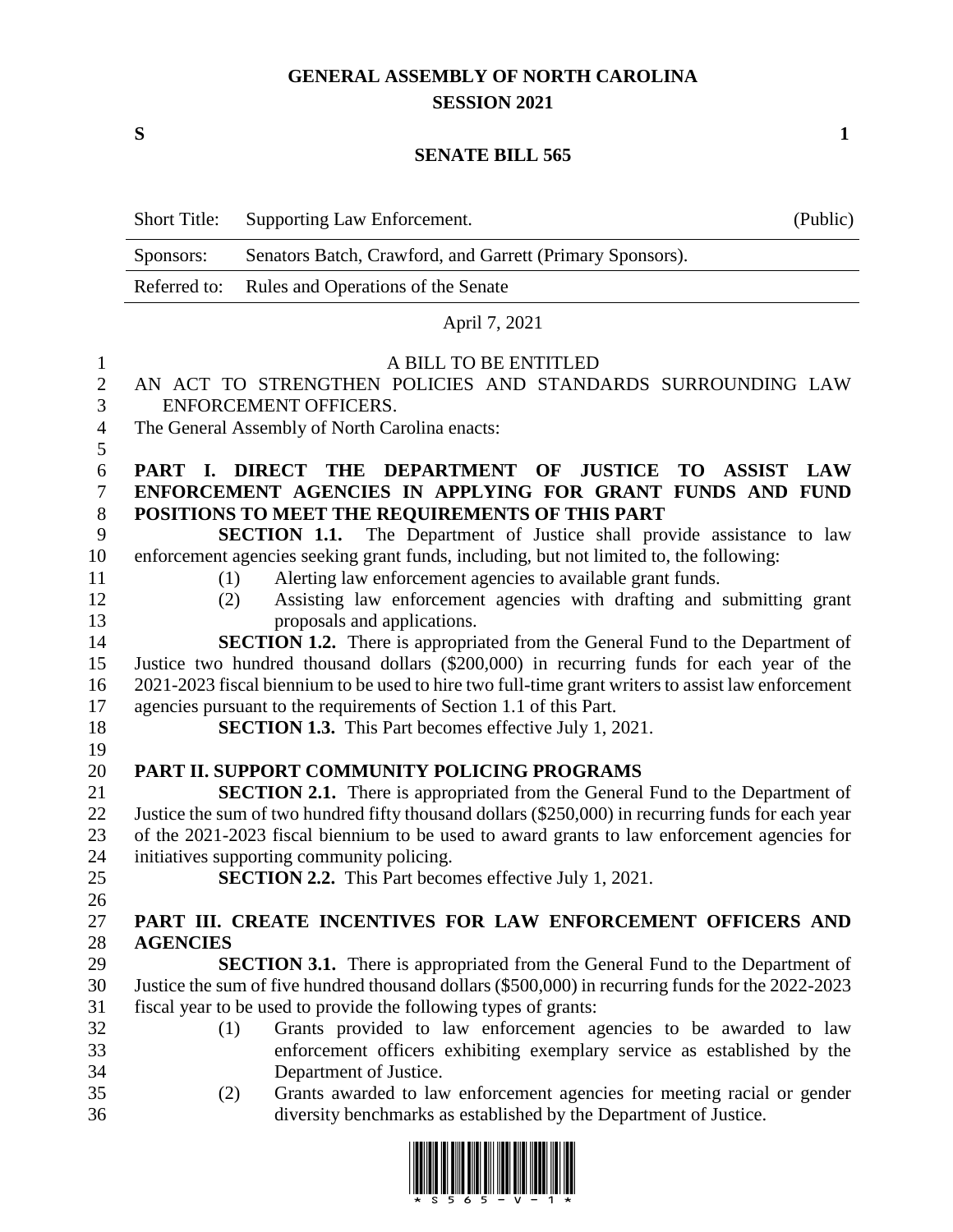# GENERAL ASSEMBLY OF NORTH CAROLINA
## SESSION 2021

**S** **1**

## SENATE BILL 565

| Short Title: | Supporting Law Enforcement. | (Public) |
|---|---|---|
| Sponsors: | Senators Batch, Crawford, and Garrett (Primary Sponsors). | |
| Referred to: | Rules and Operations of the Senate | |

April 7, 2021

A BILL TO BE ENTITLED

AN ACT TO STRENGTHEN POLICIES AND STANDARDS SURROUNDING LAW ENFORCEMENT OFFICERS.

The General Assembly of North Carolina enacts:

**PART I. DIRECT THE DEPARTMENT OF JUSTICE TO ASSIST LAW ENFORCEMENT AGENCIES IN APPLYING FOR GRANT FUNDS AND FUND POSITIONS TO MEET THE REQUIREMENTS OF THIS PART**

**SECTION 1.1.** The Department of Justice shall provide assistance to law enforcement agencies seeking grant funds, including, but not limited to, the following:

(1) Alerting law enforcement agencies to available grant funds.

(2) Assisting law enforcement agencies with drafting and submitting grant proposals and applications.

**SECTION 1.2.** There is appropriated from the General Fund to the Department of Justice two hundred thousand dollars ($200,000) in recurring funds for each year of the 2021-2023 fiscal biennium to be used to hire two full-time grant writers to assist law enforcement agencies pursuant to the requirements of Section 1.1 of this Part.

**SECTION 1.3.** This Part becomes effective July 1, 2021.

**PART II. SUPPORT COMMUNITY POLICING PROGRAMS**

**SECTION 2.1.** There is appropriated from the General Fund to the Department of Justice the sum of two hundred fifty thousand dollars ($250,000) in recurring funds for each year of the 2021-2023 fiscal biennium to be used to award grants to law enforcement agencies for initiatives supporting community policing.

**SECTION 2.2.** This Part becomes effective July 1, 2021.

**PART III. CREATE INCENTIVES FOR LAW ENFORCEMENT OFFICERS AND AGENCIES**

**SECTION 3.1.** There is appropriated from the General Fund to the Department of Justice the sum of five hundred thousand dollars ($500,000) in recurring funds for the 2022-2023 fiscal year to be used to provide the following types of grants:

(1) Grants provided to law enforcement agencies to be awarded to law enforcement officers exhibiting exemplary service as established by the Department of Justice.

(2) Grants awarded to law enforcement agencies for meeting racial or gender diversity benchmarks as established by the Department of Justice.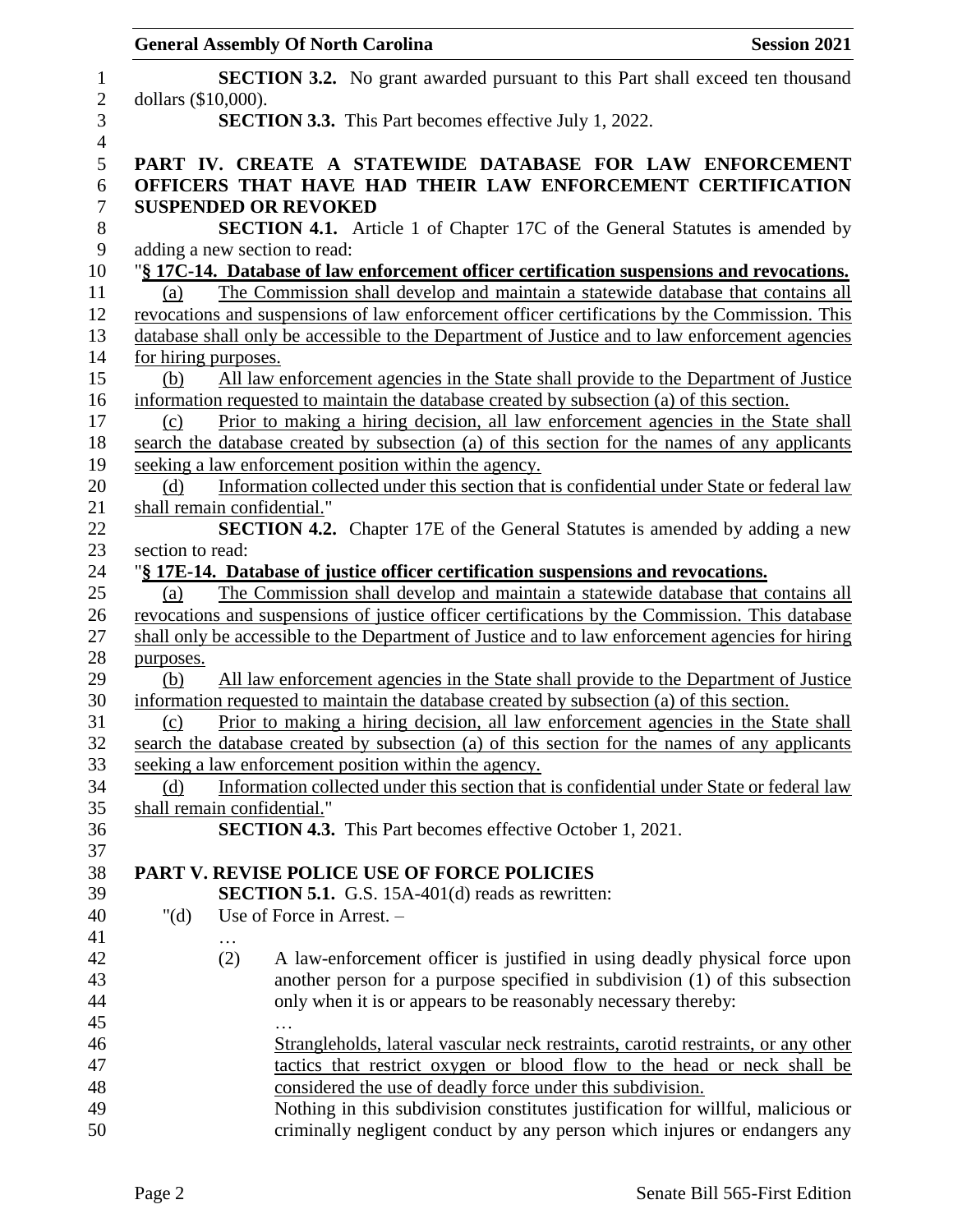**SECTION 3.2.** No grant awarded pursuant to this Part shall exceed ten thousand dollars ($10,000).

**SECTION 3.3.** This Part becomes effective July 1, 2022.

**PART IV. CREATE A STATEWIDE DATABASE FOR LAW ENFORCEMENT OFFICERS THAT HAVE HAD THEIR LAW ENFORCEMENT CERTIFICATION SUSPENDED OR REVOKED**

**SECTION 4.1.** Article 1 of Chapter 17C of the General Statutes is amended by adding a new section to read:

"**§ 17C-14. Database of law enforcement officer certification suspensions and revocations.**

(a) The Commission shall develop and maintain a statewide database that contains all revocations and suspensions of law enforcement officer certifications by the Commission. This database shall only be accessible to the Department of Justice and to law enforcement agencies for hiring purposes.

(b) All law enforcement agencies in the State shall provide to the Department of Justice information requested to maintain the database created by subsection (a) of this section.

(c) Prior to making a hiring decision, all law enforcement agencies in the State shall search the database created by subsection (a) of this section for the names of any applicants seeking a law enforcement position within the agency.

(d) Information collected under this section that is confidential under State or federal law shall remain confidential."

**SECTION 4.2.** Chapter 17E of the General Statutes is amended by adding a new section to read:

"**§ 17E-14. Database of justice officer certification suspensions and revocations.**

(a) The Commission shall develop and maintain a statewide database that contains all revocations and suspensions of justice officer certifications by the Commission. This database shall only be accessible to the Department of Justice and to law enforcement agencies for hiring purposes.

(b) All law enforcement agencies in the State shall provide to the Department of Justice information requested to maintain the database created by subsection (a) of this section.

(c) Prior to making a hiring decision, all law enforcement agencies in the State shall search the database created by subsection (a) of this section for the names of any applicants seeking a law enforcement position within the agency.

(d) Information collected under this section that is confidential under State or federal law shall remain confidential."

**SECTION 4.3.** This Part becomes effective October 1, 2021.

**PART V. REVISE POLICE USE OF FORCE POLICIES**

**SECTION 5.1.** G.S. 15A-401(d) reads as rewritten:

"(d) Use of Force in Arrest. –

…

(2) A law-enforcement officer is justified in using deadly physical force upon another person for a purpose specified in subdivision (1) of this subsection only when it is or appears to be reasonably necessary thereby:

…

Strangleholds, lateral vascular neck restraints, carotid restraints, or any other tactics that restrict oxygen or blood flow to the head or neck shall be considered the use of deadly force under this subdivision.

Nothing in this subdivision constitutes justification for willful, malicious or criminally negligent conduct by any person which injures or endangers any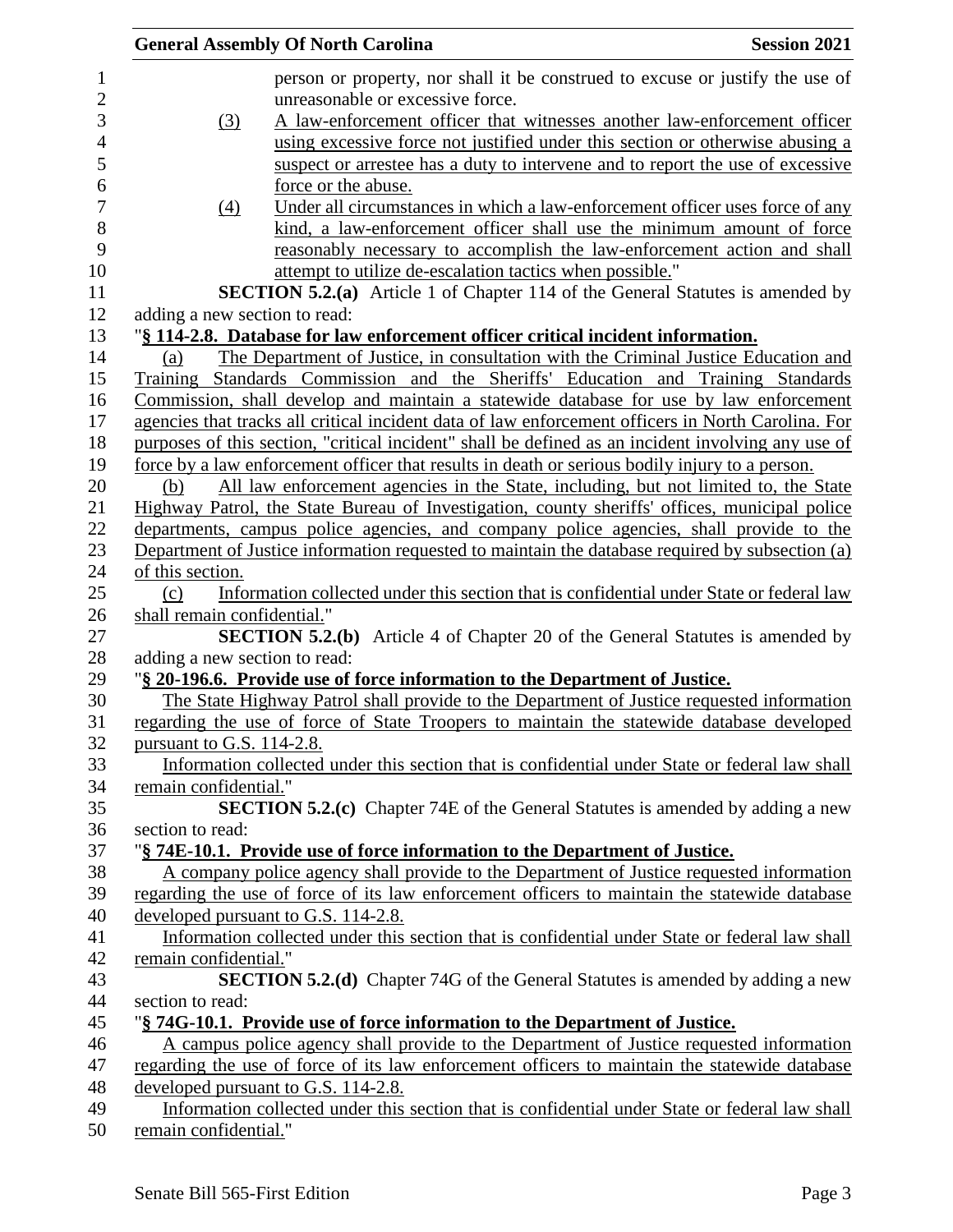person or property, nor shall it be construed to excuse or justify the use of unreasonable or excessive force.

(3) A law-enforcement officer that witnesses another law-enforcement officer using excessive force not justified under this section or otherwise abusing a suspect or arrestee has a duty to intervene and to report the use of excessive force or the abuse.

(4) Under all circumstances in which a law-enforcement officer uses force of any kind, a law-enforcement officer shall use the minimum amount of force reasonably necessary to accomplish the law-enforcement action and shall attempt to utilize de-escalation tactics when possible."

**SECTION 5.2.(a)** Article 1 of Chapter 114 of the General Statutes is amended by adding a new section to read:

"**§ 114-2.8. Database for law enforcement officer critical incident information.**

(a) The Department of Justice, in consultation with the Criminal Justice Education and Training Standards Commission and the Sheriffs' Education and Training Standards Commission, shall develop and maintain a statewide database for use by law enforcement agencies that tracks all critical incident data of law enforcement officers in North Carolina. For purposes of this section, "critical incident" shall be defined as an incident involving any use of force by a law enforcement officer that results in death or serious bodily injury to a person.

(b) All law enforcement agencies in the State, including, but not limited to, the State Highway Patrol, the State Bureau of Investigation, county sheriffs' offices, municipal police departments, campus police agencies, and company police agencies, shall provide to the Department of Justice information requested to maintain the database required by subsection (a) of this section.

(c) Information collected under this section that is confidential under State or federal law shall remain confidential."

**SECTION 5.2.(b)** Article 4 of Chapter 20 of the General Statutes is amended by adding a new section to read:

"**§ 20-196.6. Provide use of force information to the Department of Justice.**

The State Highway Patrol shall provide to the Department of Justice requested information regarding the use of force of State Troopers to maintain the statewide database developed pursuant to G.S. 114-2.8.

Information collected under this section that is confidential under State or federal law shall remain confidential."

**SECTION 5.2.(c)** Chapter 74E of the General Statutes is amended by adding a new section to read:

"**§ 74E-10.1. Provide use of force information to the Department of Justice.**

A company police agency shall provide to the Department of Justice requested information regarding the use of force of its law enforcement officers to maintain the statewide database developed pursuant to G.S. 114-2.8.

Information collected under this section that is confidential under State or federal law shall remain confidential."

**SECTION 5.2.(d)** Chapter 74G of the General Statutes is amended by adding a new section to read:

"**§ 74G-10.1. Provide use of force information to the Department of Justice.**

A campus police agency shall provide to the Department of Justice requested information regarding the use of force of its law enforcement officers to maintain the statewide database developed pursuant to G.S. 114-2.8.

Information collected under this section that is confidential under State or federal law shall remain confidential."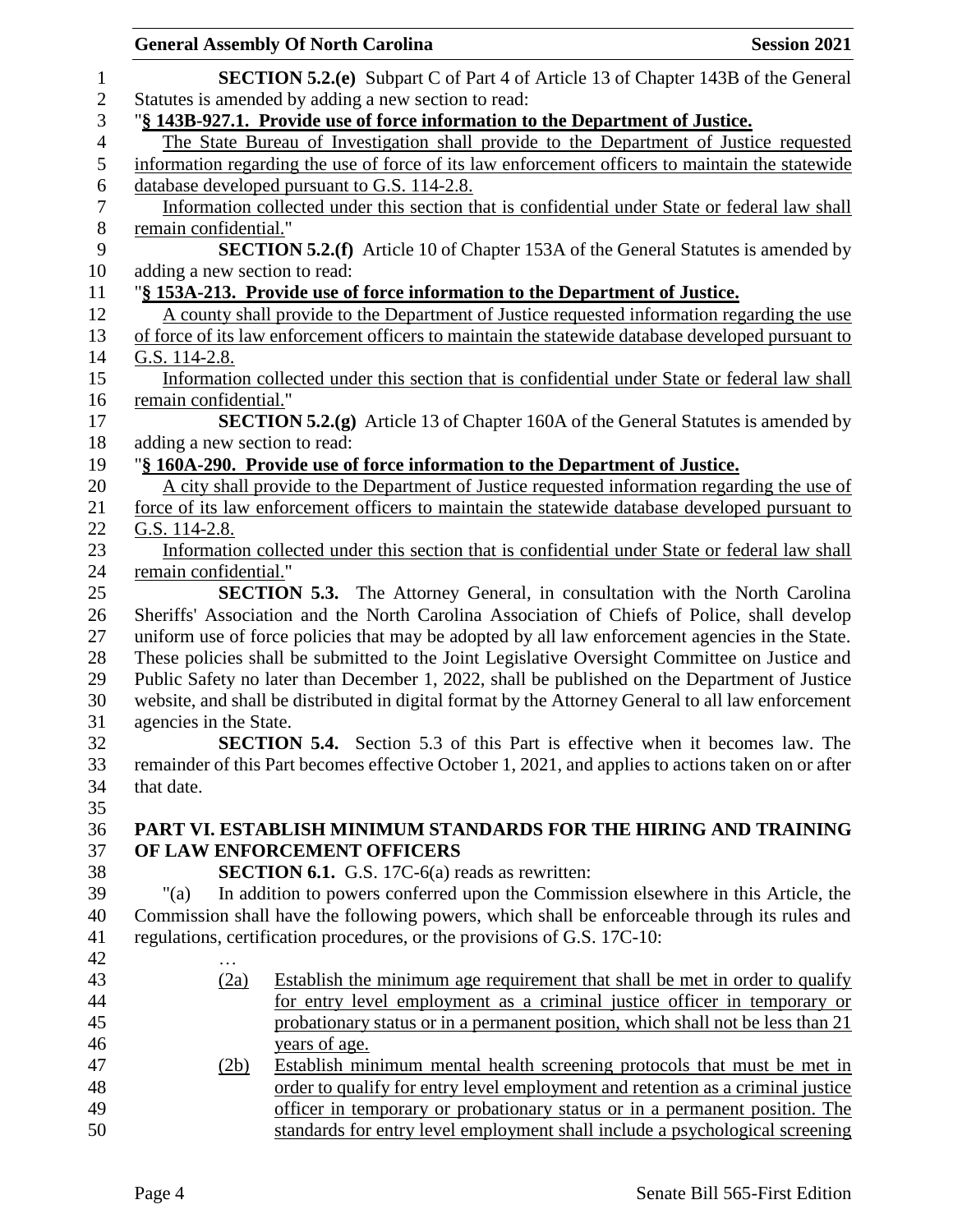**SECTION 5.2.(e)** Subpart C of Part 4 of Article 13 of Chapter 143B of the General Statutes is amended by adding a new section to read:

"**§ 143B-927.1. Provide use of force information to the Department of Justice.**

The State Bureau of Investigation shall provide to the Department of Justice requested information regarding the use of force of its law enforcement officers to maintain the statewide database developed pursuant to G.S. 114-2.8.

Information collected under this section that is confidential under State or federal law shall remain confidential."

**SECTION 5.2.(f)** Article 10 of Chapter 153A of the General Statutes is amended by adding a new section to read:

"**§ 153A-213. Provide use of force information to the Department of Justice.**

A county shall provide to the Department of Justice requested information regarding the use of force of its law enforcement officers to maintain the statewide database developed pursuant to G.S. 114-2.8.

Information collected under this section that is confidential under State or federal law shall remain confidential."

**SECTION 5.2.(g)** Article 13 of Chapter 160A of the General Statutes is amended by adding a new section to read:

"**§ 160A-290. Provide use of force information to the Department of Justice.**

A city shall provide to the Department of Justice requested information regarding the use of force of its law enforcement officers to maintain the statewide database developed pursuant to G.S. 114-2.8.

Information collected under this section that is confidential under State or federal law shall remain confidential."

**SECTION 5.3.** The Attorney General, in consultation with the North Carolina Sheriffs' Association and the North Carolina Association of Chiefs of Police, shall develop uniform use of force policies that may be adopted by all law enforcement agencies in the State. These policies shall be submitted to the Joint Legislative Oversight Committee on Justice and Public Safety no later than December 1, 2022, shall be published on the Department of Justice website, and shall be distributed in digital format by the Attorney General to all law enforcement agencies in the State.

**SECTION 5.4.** Section 5.3 of this Part is effective when it becomes law. The remainder of this Part becomes effective October 1, 2021, and applies to actions taken on or after that date.

**PART VI. ESTABLISH MINIMUM STANDARDS FOR THE HIRING AND TRAINING OF LAW ENFORCEMENT OFFICERS**

**SECTION 6.1.** G.S. 17C-6(a) reads as rewritten:

"(a) In addition to powers conferred upon the Commission elsewhere in this Article, the Commission shall have the following powers, which shall be enforceable through its rules and regulations, certification procedures, or the provisions of G.S. 17C-10:

…

(2a) Establish the minimum age requirement that shall be met in order to qualify for entry level employment as a criminal justice officer in temporary or probationary status or in a permanent position, which shall not be less than 21 years of age.

(2b) Establish minimum mental health screening protocols that must be met in order to qualify for entry level employment and retention as a criminal justice officer in temporary or probationary status or in a permanent position. The standards for entry level employment shall include a psychological screening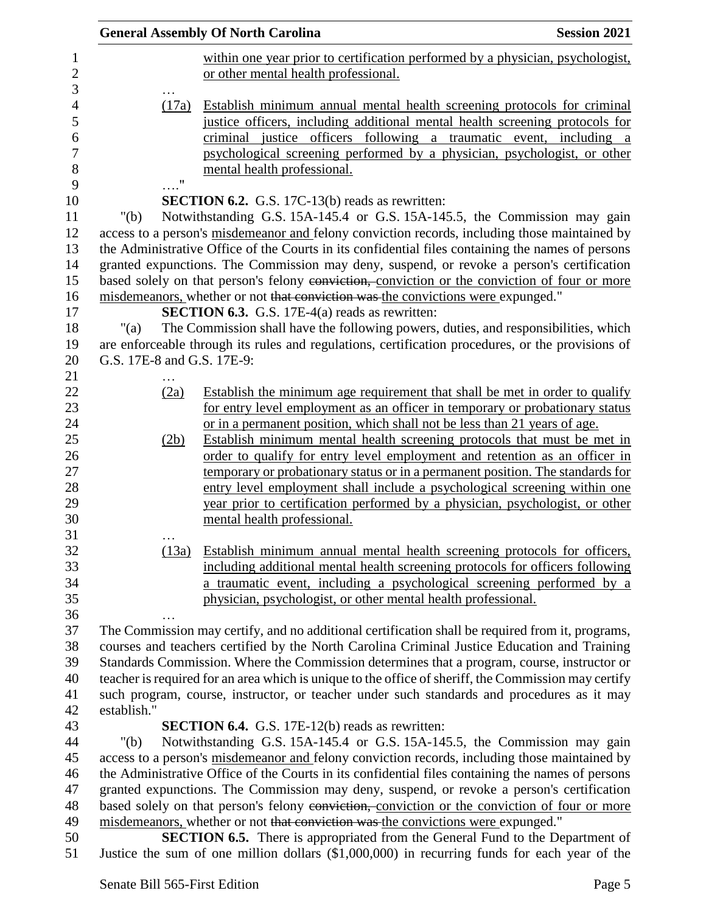within one year prior to certification performed by a physician, psychologist, or other mental health professional.

…

(17a) Establish minimum annual mental health screening protocols for criminal justice officers, including additional mental health screening protocols for criminal justice officers following a traumatic event, including a psychological screening performed by a physician, psychologist, or other mental health professional.

…."

**SECTION 6.2.** G.S. 17C-13(b) reads as rewritten:

"(b) Notwithstanding G.S. 15A-145.4 or G.S. 15A-145.5, the Commission may gain access to a person's misdemeanor and felony conviction records, including those maintained by the Administrative Office of the Courts in its confidential files containing the names of persons granted expunctions. The Commission may deny, suspend, or revoke a person's certification based solely on that person's felony ~~conviction,~~ conviction or the conviction of four or more misdemeanors, whether or not ~~that conviction was~~ the convictions were expunged."

**SECTION 6.3.** G.S. 17E-4(a) reads as rewritten:

"(a) The Commission shall have the following powers, duties, and responsibilities, which are enforceable through its rules and regulations, certification procedures, or the provisions of G.S. 17E-8 and G.S. 17E-9:

…

(2a) Establish the minimum age requirement that shall be met in order to qualify for entry level employment as an officer in temporary or probationary status or in a permanent position, which shall not be less than 21 years of age.

(2b) Establish minimum mental health screening protocols that must be met in order to qualify for entry level employment and retention as an officer in temporary or probationary status or in a permanent position. The standards for entry level employment shall include a psychological screening within one year prior to certification performed by a physician, psychologist, or other mental health professional.

…

(13a) Establish minimum annual mental health screening protocols for officers, including additional mental health screening protocols for officers following a traumatic event, including a psychological screening performed by a physician, psychologist, or other mental health professional.

…

The Commission may certify, and no additional certification shall be required from it, programs, courses and teachers certified by the North Carolina Criminal Justice Education and Training Standards Commission. Where the Commission determines that a program, course, instructor or teacher is required for an area which is unique to the office of sheriff, the Commission may certify such program, course, instructor, or teacher under such standards and procedures as it may establish."

**SECTION 6.4.** G.S. 17E-12(b) reads as rewritten:

"(b) Notwithstanding G.S. 15A-145.4 or G.S. 15A-145.5, the Commission may gain access to a person's misdemeanor and felony conviction records, including those maintained by the Administrative Office of the Courts in its confidential files containing the names of persons granted expunctions. The Commission may deny, suspend, or revoke a person's certification based solely on that person's felony ~~conviction,~~ conviction or the conviction of four or more misdemeanors, whether or not ~~that conviction was~~ the convictions were expunged."

**SECTION 6.5.** There is appropriated from the General Fund to the Department of Justice the sum of one million dollars ($1,000,000) in recurring funds for each year of the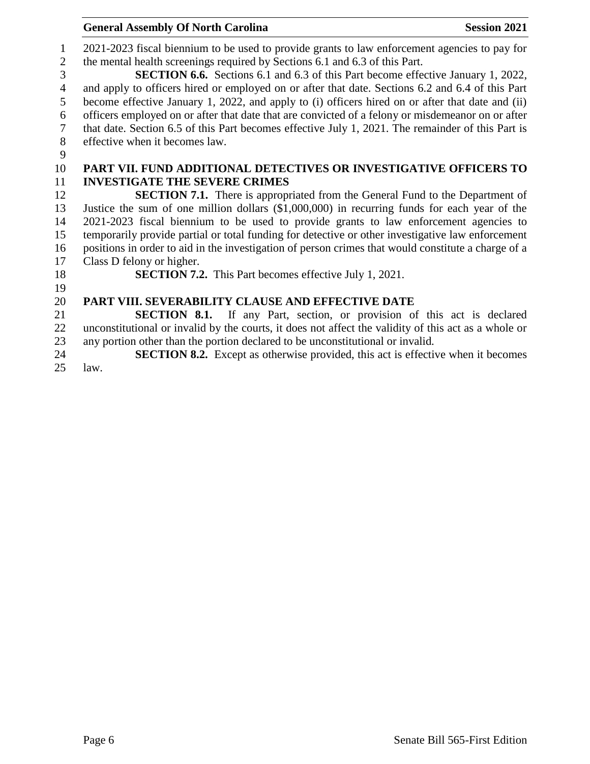2021-2023 fiscal biennium to be used to provide grants to law enforcement agencies to pay for the mental health screenings required by Sections 6.1 and 6.3 of this Part.

**SECTION 6.6.** Sections 6.1 and 6.3 of this Part become effective January 1, 2022, and apply to officers hired or employed on or after that date. Sections 6.2 and 6.4 of this Part become effective January 1, 2022, and apply to (i) officers hired on or after that date and (ii) officers employed on or after that date that are convicted of a felony or misdemeanor on or after that date. Section 6.5 of this Part becomes effective July 1, 2021. The remainder of this Part is effective when it becomes law.

## PART VII. FUND ADDITIONAL DETECTIVES OR INVESTIGATIVE OFFICERS TO INVESTIGATE THE SEVERE CRIMES

**SECTION 7.1.** There is appropriated from the General Fund to the Department of Justice the sum of one million dollars ($1,000,000) in recurring funds for each year of the 2021-2023 fiscal biennium to be used to provide grants to law enforcement agencies to temporarily provide partial or total funding for detective or other investigative law enforcement positions in order to aid in the investigation of person crimes that would constitute a charge of a Class D felony or higher.

**SECTION 7.2.** This Part becomes effective July 1, 2021.

## PART VIII. SEVERABILITY CLAUSE AND EFFECTIVE DATE

**SECTION 8.1.** If any Part, section, or provision of this act is declared unconstitutional or invalid by the courts, it does not affect the validity of this act as a whole or any portion other than the portion declared to be unconstitutional or invalid.

**SECTION 8.2.** Except as otherwise provided, this act is effective when it becomes law.